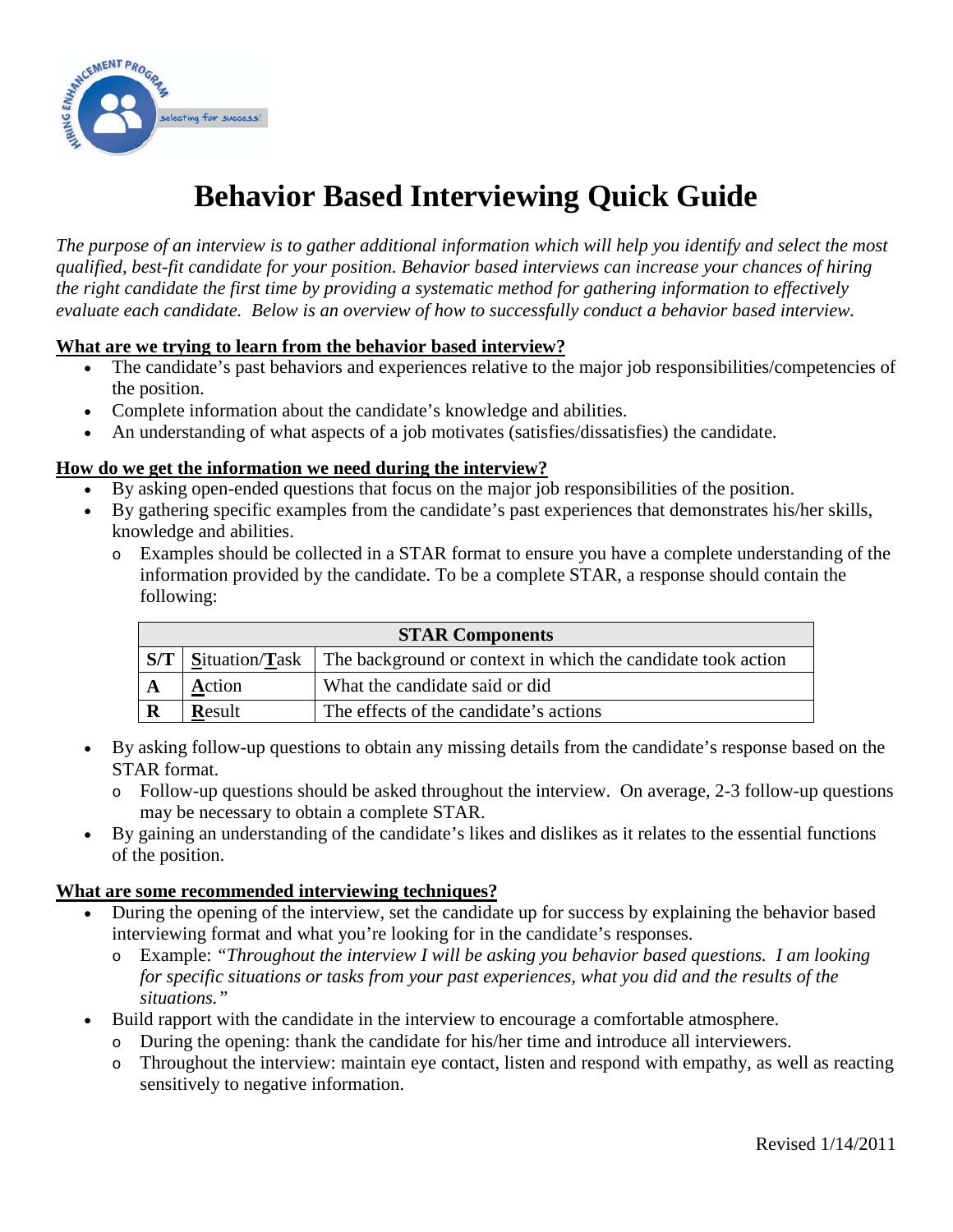# Behavior Based Interviewing Quick Guide

*The purpose of an interview is to gather additional information which will help you identify and select the most qualified, best-fit candidate for your position. Behavior based interviews can increase your chances of hiring the right candidate the first time by providing a systematic method for gathering information to effectively evaluate each candidate. Below is an overview of how to successfully conduct a behavior based interview.*

**What are we trying to learn from the behavior based interview?**

- The candidate's past behaviors and experiences relative to the major job responsibilities/competencies of the position.
- Complete information about the candidate's knowledge and abilities.
- An understanding of what aspects of a job motivates (satisfies/dissatisfies) the candidate.

**How do we get the information we need during the interview?**

- By asking open-ended questions that focus on the major job responsibilities of the position.
- By gathering specific examples from the candidate's past experiences that demonstrates his/her skills, knowledge and abilities.
  - Examples should be collected in a STAR format to ensure you have a complete understanding of the information provided by the candidate. To be a complete STAR, a response should contain the following:

| **STAR Components** | | |
|---|---|---|
| **S/T** | **S**ituation/**T**ask | The background or context in which the candidate took action |
| **A** | **A**ction | What the candidate said or did |
| **R** | **R**esult | The effects of the candidate's actions |

- By asking follow-up questions to obtain any missing details from the candidate's response based on the STAR format.
  - Follow-up questions should be asked throughout the interview. On average, 2-3 follow-up questions may be necessary to obtain a complete STAR.
- By gaining an understanding of the candidate's likes and dislikes as it relates to the essential functions of the position.

**What are some recommended interviewing techniques?**

- During the opening of the interview, set the candidate up for success by explaining the behavior based interviewing format and what you're looking for in the candidate's responses.
  - Example: *"Throughout the interview I will be asking you behavior based questions. I am looking for specific situations or tasks from your past experiences, what you did and the results of the situations."*
- Build rapport with the candidate in the interview to encourage a comfortable atmosphere.
  - During the opening: thank the candidate for his/her time and introduce all interviewers.
  - Throughout the interview: maintain eye contact, listen and respond with empathy, as well as reacting sensitively to negative information.

Revised 1/14/2011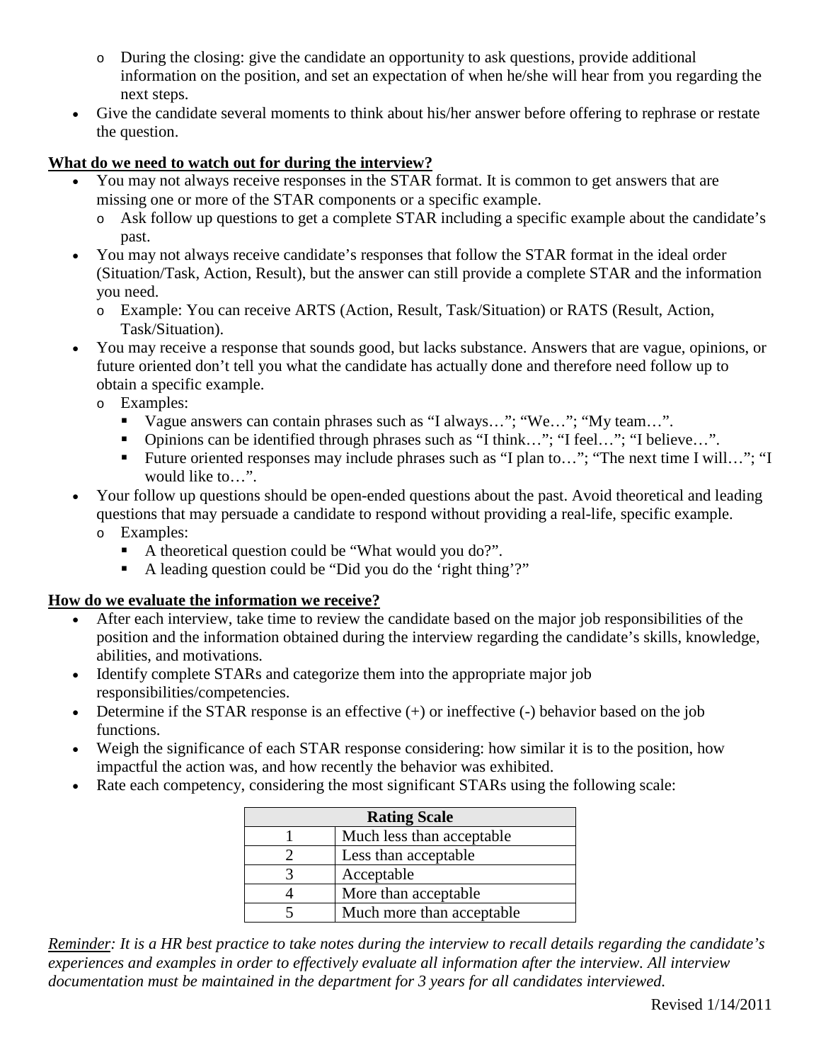- During the closing: give the candidate an opportunity to ask questions, provide additional information on the position, and set an expectation of when he/she will hear from you regarding the next steps.
- Give the candidate several moments to think about his/her answer before offering to rephrase or restate the question.

**<u>What do we need to watch out for during the interview?</u>**

- You may not always receive responses in the STAR format. It is common to get answers that are missing one or more of the STAR components or a specific example.
  - Ask follow up questions to get a complete STAR including a specific example about the candidate's past.
- You may not always receive candidate's responses that follow the STAR format in the ideal order (Situation/Task, Action, Result), but the answer can still provide a complete STAR and the information you need.
  - Example: You can receive ARTS (Action, Result, Task/Situation) or RATS (Result, Action, Task/Situation).
- You may receive a response that sounds good, but lacks substance. Answers that are vague, opinions, or future oriented don't tell you what the candidate has actually done and therefore need follow up to obtain a specific example.
  - Examples:
    - Vague answers can contain phrases such as "I always…"; "We…"; "My team…".
    - Opinions can be identified through phrases such as "I think…"; "I feel…"; "I believe…".
    - Future oriented responses may include phrases such as "I plan to…"; "The next time I will…"; "I would like to…".
- Your follow up questions should be open-ended questions about the past. Avoid theoretical and leading questions that may persuade a candidate to respond without providing a real-life, specific example.
  - Examples:
    - A theoretical question could be "What would you do?".
    - A leading question could be "Did you do the 'right thing'?"

**<u>How do we evaluate the information we receive?</u>**

- After each interview, take time to review the candidate based on the major job responsibilities of the position and the information obtained during the interview regarding the candidate's skills, knowledge, abilities, and motivations.
- Identify complete STARs and categorize them into the appropriate major job responsibilities/competencies.
- Determine if the STAR response is an effective (+) or ineffective (-) behavior based on the job functions.
- Weigh the significance of each STAR response considering: how similar it is to the position, how impactful the action was, and how recently the behavior was exhibited.
- Rate each competency, considering the most significant STARs using the following scale:

| Rating Scale | |
|---|---|
| 1 | Much less than acceptable |
| 2 | Less than acceptable |
| 3 | Acceptable |
| 4 | More than acceptable |
| 5 | Much more than acceptable |

*<u>Reminder</u>: It is a HR best practice to take notes during the interview to recall details regarding the candidate's experiences and examples in order to effectively evaluate all information after the interview. All interview documentation must be maintained in the department for 3 years for all candidates interviewed.*

Revised 1/14/2011